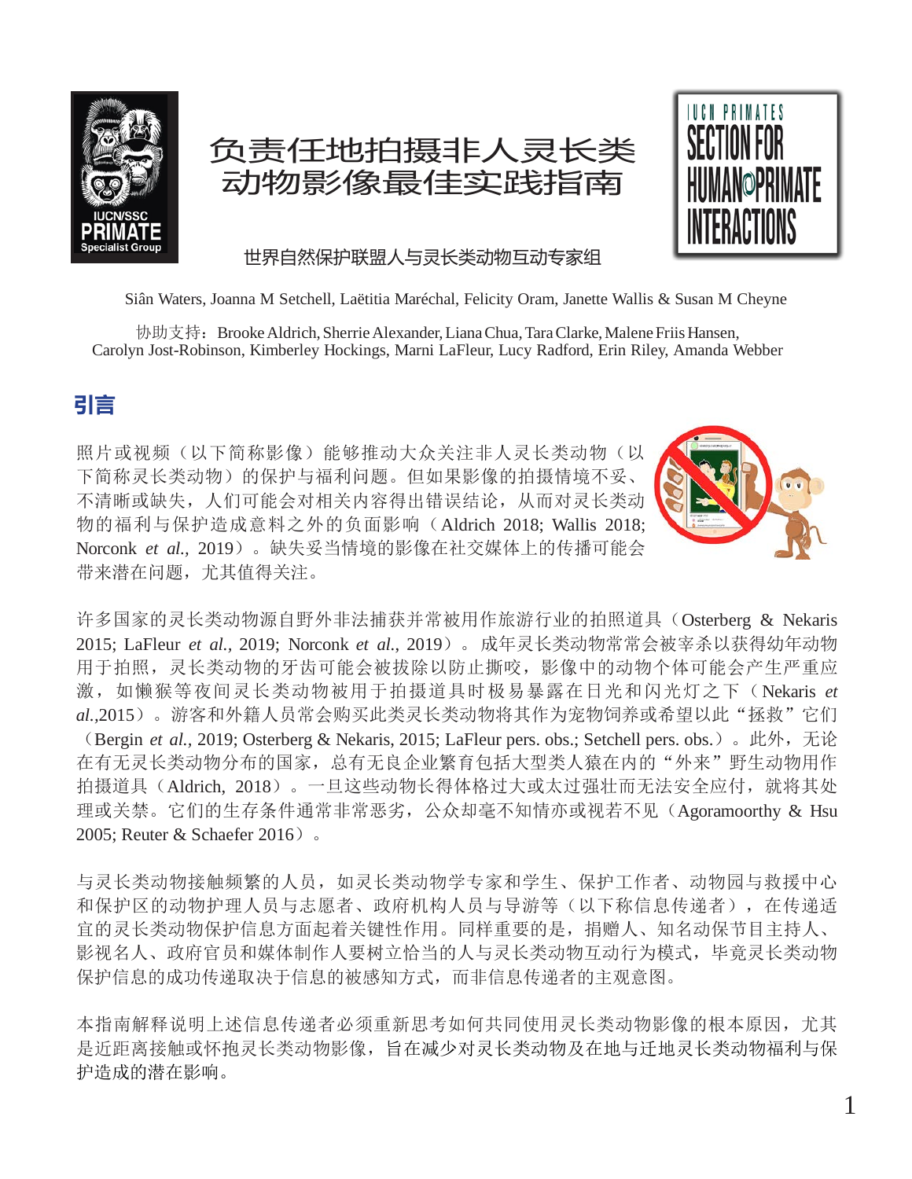# 负责任地拍摄非人灵长类动物影像最佳实践指南

世界自然保护联盟人与灵长类动物互动专家组

Siân Waters, Joanna M Setchell, Laëtitia Maréchal, Felicity Oram, Janette Wallis & Susan M Cheyne

协助支持：Brooke Aldrich, Sherrie Alexander, Liana Chua, Tara Clarke, Malene Friis Hansen, Carolyn Jost-Robinson, Kimberley Hockings, Marni LaFleur, Lucy Radford, Erin Riley, Amanda Webber

## 引言

照片或视频（以下简称影像）能够推动大众关注非人灵长类动物（以下简称灵长类动物）的保护与福利问题。但如果影像的拍摄情境不妥、不清晰或缺失，人们可能会对相关内容得出错误结论，从而对灵长类动物的福利与保护造成意料之外的负面影响（Aldrich 2018; Wallis 2018; Norconk *et al.,* 2019）。缺失妥当情境的影像在社交媒体上的传播可能会带来潜在问题，尤其值得关注。

许多国家的灵长类动物源自野外非法捕获并常被用作旅游行业的拍照道具（Osterberg & Nekaris 2015; LaFleur *et al.,* 2019; Norconk *et al.,* 2019）。成年灵长类动物常常会被宰杀以获得幼年动物用于拍照，灵长类动物的牙齿可能会被拔除以防止撕咬，影像中的动物个体可能会产生严重应激，如懒猴等夜间灵长类动物被用于拍摄道具时极易暴露在日光和闪光灯之下（Nekaris *et al.,*2015）。游客和外籍人员常会购买此类灵长类动物将其作为宠物饲养或希望以此“拯救”它们（Bergin *et al.,* 2019; Osterberg & Nekaris, 2015; LaFleur pers. obs.; Setchell pers. obs.）。此外，无论在有无灵长类动物分布的国家，总有无良企业繁育包括大型类人猿在内的“外来”野生动物用作拍摄道具（Aldrich, 2018）。一旦这些动物长得体格过大或太过强壮而无法安全应付，就将其处理或关禁。它们的生存条件通常非常恶劣，公众却毫不知情亦或视若不见（Agoramoorthy & Hsu 2005; Reuter & Schaefer 2016）。

与灵长类动物接触频繁的人员，如灵长类动物学专家和学生、保护工作者、动物园与救援中心和保护区的动物护理人员与志愿者、政府机构人员与导游等（以下称信息传递者），在传递适宜的灵长类动物保护信息方面起着关键性作用。同样重要的是，捐赠人、知名动保节目主持人、影视名人、政府官员和媒体制作人要树立恰当的人与灵长类动物互动行为模式，毕竟灵长类动物保护信息的成功传递取决于信息的被感知方式，而非信息传递者的主观意图。

本指南解释说明上述信息传递者必须重新思考如何共同使用灵长类动物影像的根本原因，尤其是近距离接触或怀抱灵长类动物影像，旨在减少对灵长类动物及在地与迁地灵长类动物福利与保护造成的潜在影响。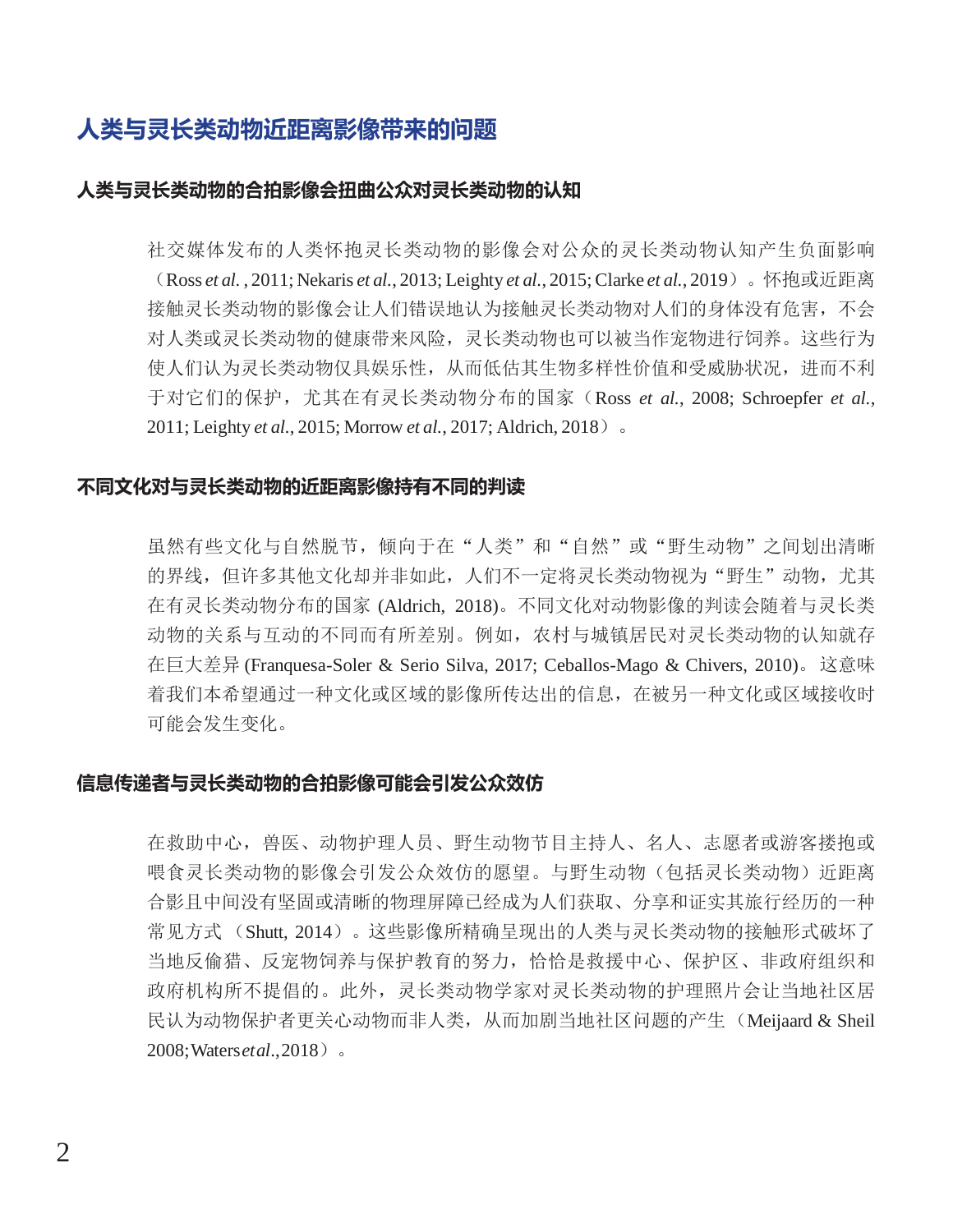## 人类与灵长类动物近距离影像带来的问题

### 人类与灵长类动物的合拍影像会扭曲公众对灵长类动物的认知

社交媒体发布的人类怀抱灵长类动物的影像会对公众的灵长类动物认知产生负面影响（Ross *et al.*, 2011; Nekaris *et al.*, 2013; Leighty *et al.*, 2015; Clarke *et al.*, 2019）。怀抱或近距离接触灵长类动物的影像会让人们错误地认为接触灵长类动物对人们的身体没有危害，不会对人类或灵长类动物的健康带来风险，灵长类动物也可以被当作宠物进行饲养。这些行为使人们认为灵长类动物仅具娱乐性，从而低估其生物多样性价值和受威胁状况，进而不利于对它们的保护，尤其在有灵长类动物分布的国家（Ross *et al.*, 2008; Schroepfer *et al.*, 2011; Leighty *et al.*, 2015; Morrow *et al.*, 2017; Aldrich, 2018）。

### 不同文化对与灵长类动物的近距离影像持有不同的判读

虽然有些文化与自然脱节，倾向于在“人类”和“自然”或“野生动物”之间划出清晰的界线，但许多其他文化却并非如此，人们不一定将灵长类动物视为“野生”动物，尤其在有灵长类动物分布的国家 (Aldrich, 2018)。不同文化对动物影像的判读会随着与灵长类动物的关系与互动的不同而有所差别。例如，农村与城镇居民对灵长类动物的认知就存在巨大差异 (Franquesa-Soler & Serio Silva, 2017; Ceballos-Mago & Chivers, 2010)。这意味着我们本希望通过一种文化或区域的影像所传达出的信息，在被另一种文化或区域接收时可能会发生变化。

### 信息传递者与灵长类动物的合拍影像可能会引发公众效仿

在救助中心，兽医、动物护理人员、野生动物节目主持人、名人、志愿者或游客搂抱或喂食灵长类动物的影像会引发公众效仿的愿望。与野生动物（包括灵长类动物）近距离合影且中间没有坚固或清晰的物理屏障已经成为人们获取、分享和证实其旅行经历的一种常见方式（Shutt, 2014）。这些影像所精确呈现出的人类与灵长类动物的接触形式破坏了当地反偷猎、反宠物饲养与保护教育的努力，恰恰是救援中心、保护区、非政府组织和政府机构所不提倡的。此外，灵长类动物学家对灵长类动物的护理照片会让当地社区居民认为动物保护者更关心动物而非人类，从而加剧当地社区问题的产生（Meijaard & Sheil 2008; Waters *et al.*, 2018）。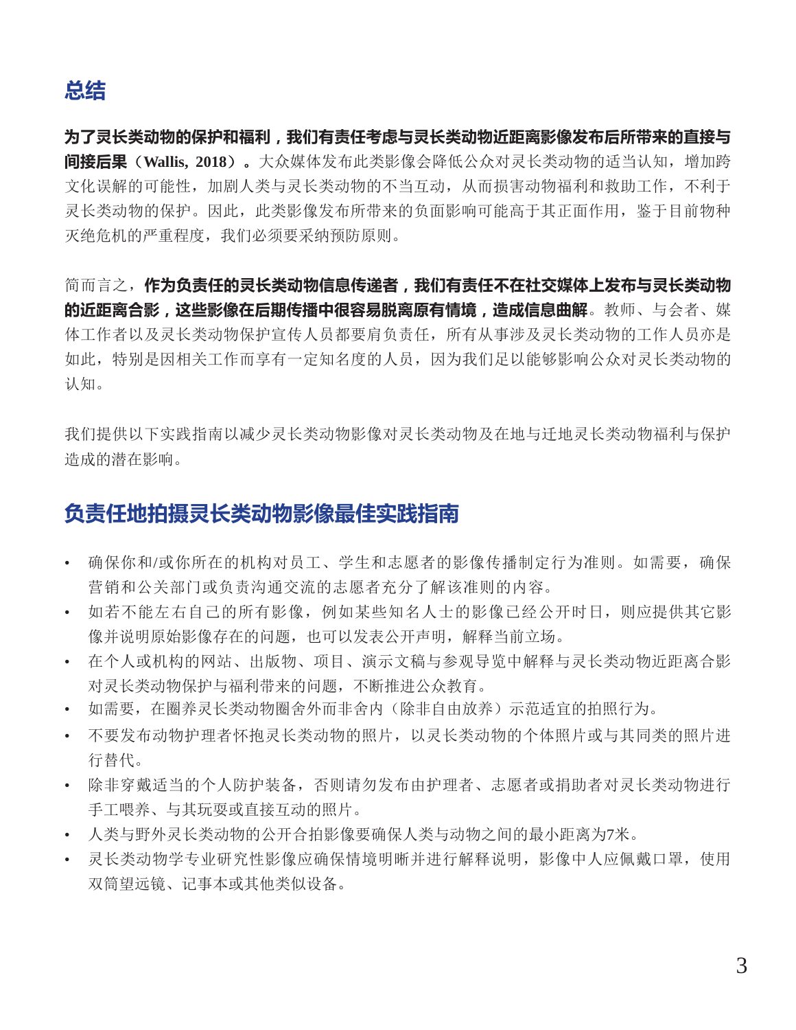## 总结

**为了灵长类动物的保护和福利，我们有责任考虑与灵长类动物近距离影像发布后所带来的直接与间接后果（Wallis, 2018）。**大众媒体发布此类影像会降低公众对灵长类动物的适当认知，增加跨文化误解的可能性，加剧人类与灵长类动物的不当互动，从而损害动物福利和救助工作，不利于灵长类动物的保护。因此，此类影像发布所带来的负面影响可能高于其正面作用，鉴于目前物种灭绝危机的严重程度，我们必须要采纳预防原则。

简而言之，**作为负责任的灵长类动物信息传递者，我们有责任不在社交媒体上发布与灵长类动物的近距离合影，这些影像在后期传播中很容易脱离原有情境，造成信息曲解**。教师、与会者、媒体工作者以及灵长类动物保护宣传人员都要肩负责任，所有从事涉及灵长类动物的工作人员亦是如此，特别是因相关工作而享有一定知名度的人员，因为我们足以能够影响公众对灵长类动物的认知。

我们提供以下实践指南以减少灵长类动物影像对灵长类动物及在地与迁地灵长类动物福利与保护造成的潜在影响。

## 负责任地拍摄灵长类动物影像最佳实践指南

- 确保你和/或你所在的机构对员工、学生和志愿者的影像传播制定行为准则。如需要，确保营销和公关部门或负责沟通交流的志愿者充分了解该准则的内容。
- 如若不能左右自己的所有影像，例如某些知名人士的影像已经公开时日，则应提供其它影像并说明原始影像存在的问题，也可以发表公开声明，解释当前立场。
- 在个人或机构的网站、出版物、项目、演示文稿与参观导览中解释与灵长类动物近距离合影对灵长类动物保护与福利带来的问题，不断推进公众教育。
- 如需要，在圈养灵长类动物圈舍外而非舍内（除非自由放养）示范适宜的拍照行为。
- 不要发布动物护理者怀抱灵长类动物的照片，以灵长类动物的个体照片或与其同类的照片进行替代。
- 除非穿戴适当的个人防护装备，否则请勿发布由护理者、志愿者或捐助者对灵长类动物进行手工喂养、与其玩耍或直接互动的照片。
- 人类与野外灵长类动物的公开合拍影像要确保人类与动物之间的最小距离为7米。
- 灵长类动物学专业研究性影像应确保情境明晰并进行解释说明，影像中人应佩戴口罩，使用双筒望远镜、记事本或其他类似设备。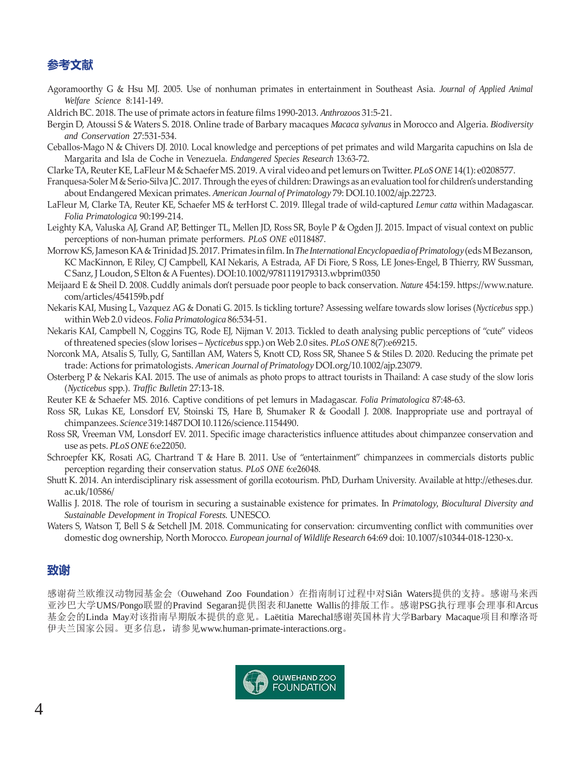## 参考文献

Agoramoorthy G & Hsu MJ. 2005. Use of nonhuman primates in entertainment in Southeast Asia. *Journal of Applied Animal Welfare Science* 8:141-149.

Aldrich BC. 2018. The use of primate actors in feature films 1990-2013. *Anthrozoos* 31:5-21.

Bergin D, Atoussi S & Waters S. 2018. Online trade of Barbary macaques *Macaca sylvanus* in Morocco and Algeria. *Biodiversity and Conservation* 27:531-534.

Ceballos-Mago N & Chivers DJ. 2010. Local knowledge and perceptions of pet primates and wild Margarita capuchins on Isla de Margarita and Isla de Coche in Venezuela. *Endangered Species Research* 13:63-72.

Clarke TA, Reuter KE, LaFleur M & Schaefer MS. 2019. A viral video and pet lemurs on Twitter. *PLoS ONE* 14(1): e0208577.

Franquesa-Soler M & Serio-Silva JC. 2017. Through the eyes of children: Drawings as an evaluation tool for children's understanding about Endangered Mexican primates. *American Journal of Primatology* 79: DOI.10.1002/ajp.22723.

LaFleur M, Clarke TA, Reuter KE, Schaefer MS & terHorst C. 2019. Illegal trade of wild-captured *Lemur catta* within Madagascar. *Folia Primatologica* 90:199-214.

Leighty KA, Valuska AJ, Grand AP, Bettinger TL, Mellen JD, Ross SR, Boyle P & Ogden JJ. 2015. Impact of visual context on public perceptions of non-human primate performers. *PLoS ONE* e0118487.

Morrow KS, Jameson KA & Trinidad JS. 2017. Primates in film. In *The International Encyclopaedia of Primatology* (eds M Bezanson, KC MacKinnon, E Riley, CJ Campbell, KAI Nekaris, A Estrada, AF Di Fiore, S Ross, LE Jones-Engel, B Thierry, RW Sussman, C Sanz, J Loudon, S Elton & A Fuentes). DOI:10.1002/9781119179313.wbprim0350

Meijaard E & Sheil D. 2008. Cuddly animals don't persuade poor people to back conservation. *Nature* 454:159. https://www.nature.com/articles/454159b.pdf

Nekaris KAI, Musing L, Vazquez AG & Donati G. 2015. Is tickling torture? Assessing welfare towards slow lorises (*Nycticebus* spp.) within Web 2.0 videos. *Folia Primatologica* 86:534-51.

Nekaris KAI, Campbell N, Coggins TG, Rode EJ, Nijman V. 2013. Tickled to death analysing public perceptions of "cute" videos of threatened species (slow lorises – *Nycticebus* spp.) on Web 2.0 sites. *PLoS ONE* 8(7):e69215.

Norconk MA, Atsalis S, Tully, G, Santillan AM, Waters S, Knott CD, Ross SR, Shanee S & Stiles D. 2020. Reducing the primate pet trade: Actions for primatologists. *American Journal of Primatology* DOI.org/10.1002/ajp.23079.

Osterberg P & Nekaris KAI. 2015. The use of animals as photo props to attract tourists in Thailand: A case study of the slow loris (*Nycticebus* spp.). *Traffic Bulletin* 27:13-18.

Reuter KE & Schaefer MS. 2016. Captive conditions of pet lemurs in Madagascar. *Folia Primatologica* 87:48-63.

Ross SR, Lukas KE, Lonsdorf EV, Stoinski TS, Hare B, Shumaker R & Goodall J. 2008. Inappropriate use and portrayal of chimpanzees. *Science* 319:1487 DOI 10.1126/science.1154490.

Ross SR, Vreeman VM, Lonsdorf EV. 2011. Specific image characteristics influence attitudes about chimpanzee conservation and use as pets. *PLoS ONE* 6:e22050.

Schroepfer KK, Rosati AG, Chartrand T & Hare B. 2011. Use of "entertainment" chimpanzees in commercials distorts public perception regarding their conservation status. *PLoS ONE* 6:e26048.

Shutt K. 2014. An interdisciplinary risk assessment of gorilla ecotourism. PhD, Durham University. Available at http://etheses.dur.ac.uk/10586/

Wallis J. 2018. The role of tourism in securing a sustainable existence for primates. In *Primatology, Biocultural Diversity and Sustainable Development in Tropical Forests*. UNESCO.

Waters S, Watson T, Bell S & Setchell JM. 2018. Communicating for conservation: circumventing conflict with communities over domestic dog ownership, North Morocco. *European journal of Wildlife Research* 64:69 doi: 10.1007/s10344-018-1230-x.

## 致谢

感谢荷兰欧维汉动物园基金会（Ouwehand Zoo Foundation）在指南制订过程中对Siân Waters提供的支持。感谢马来西亚沙巴大学UMS/Pongo联盟的Pravind Segaran提供图表和Janette Wallis的排版工作。感谢PSG执行理事会理事和Arcus基金会的Linda May对该指南早期版本提供的意见。Laëtitia Marechal感谢英国林肯大学Barbary Macaque项目和摩洛哥伊夫兰国家公园。更多信息，请参见www.human-primate-interactions.org。

OUWEHAND ZOO FOUNDATION